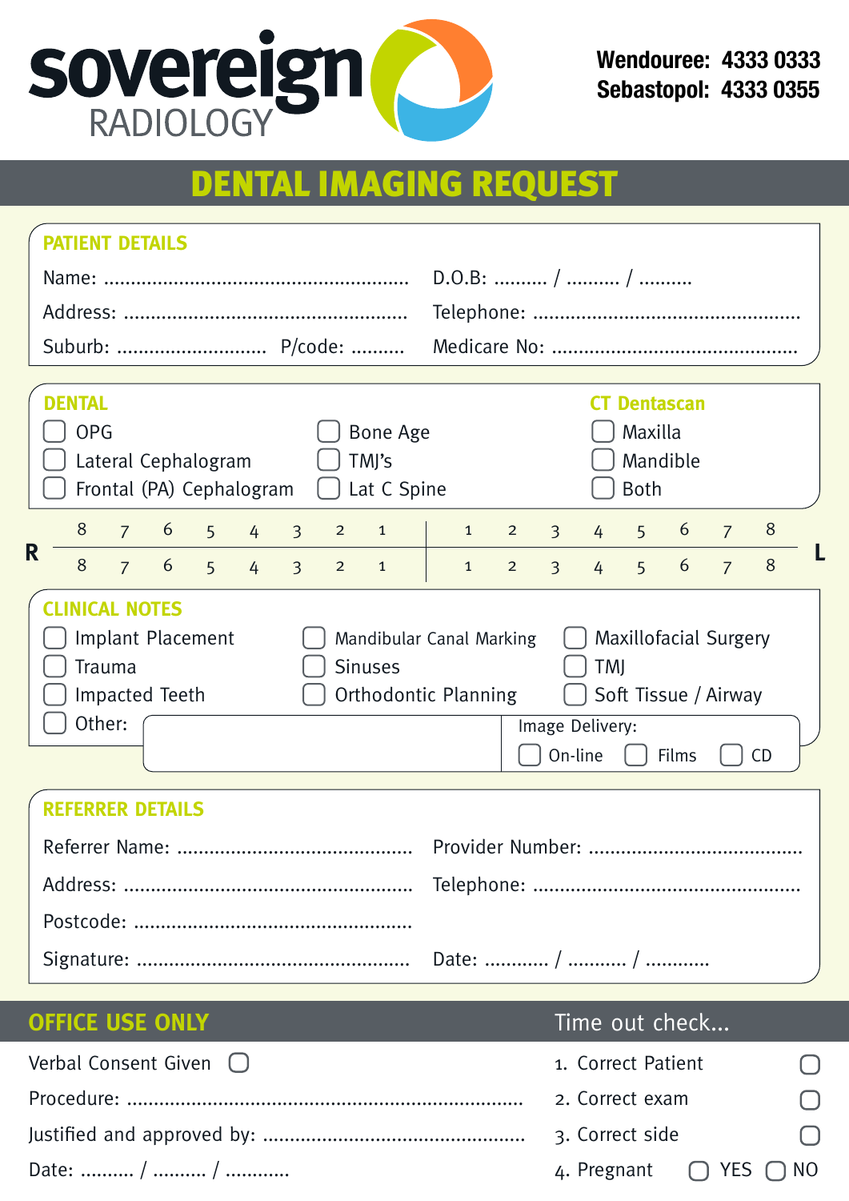**sovereign** RADIOLOGY

**Wendouree: 4333 0333**
**Sebastopol: 4333 0355**

# DENTAL IMAGING REQUEST

## PATIENT DETAILS

Name: ........................................................ D.O.B: .......... / .......... / ..........

Address: ...................................................... Telephone: ..................................................

Suburb: ........................... P/code: .......... Medicare No: .............................................

## DENTAL

- ☐ OPG
- ☐ Lateral Cephalogram
- ☐ Frontal (PA) Cephalogram
- ☐ Bone Age
- ☐ TMJ's
- ☐ Lat C Spine

## CT Dentascan

- ☐ Maxilla
- ☐ Mandible
- ☐ Both

| R | 8 | 7 | 6 | 5 | 4 | 3 | 2 | 1 | 1 | 2 | 3 | 4 | 5 | 6 | 7 | 8 | L |
|---|---|---|---|---|---|---|---|---|---|---|---|---|---|---|---|---|---|
| | 8 | 7 | 6 | 5 | 4 | 3 | 2 | 1 | 1 | 2 | 3 | 4 | 5 | 6 | 7 | 8 | |

## CLINICAL NOTES

- ☐ Implant Placement
- ☐ Trauma
- ☐ Impacted Teeth
- ☐ Mandibular Canal Marking
- ☐ Sinuses
- ☐ Orthodontic Planning
- ☐ Maxillofacial Surgery
- ☐ TMJ
- ☐ Soft Tissue / Airway
- ☐ Other:

Image Delivery: ☐ On-line ☐ Films ☐ CD

## REFERRER DETAILS

Referrer Name: ........................................... Provider Number: .......................................

Address: ...................................................... Telephone: ..................................................

Postcode: ....................................................

Signature: .................................................. Date: ............ / ........... / ............

## OFFICE USE ONLY

Verbal Consent Given ☐

Procedure: ...........................................................................

Justified and approved by: ................................................

Date: .......... / .......... / ............

**Time out check...**

1. Correct Patient ☐
2. Correct exam ☐
3. Correct side ☐
4. Pregnant ☐ YES ☐ NO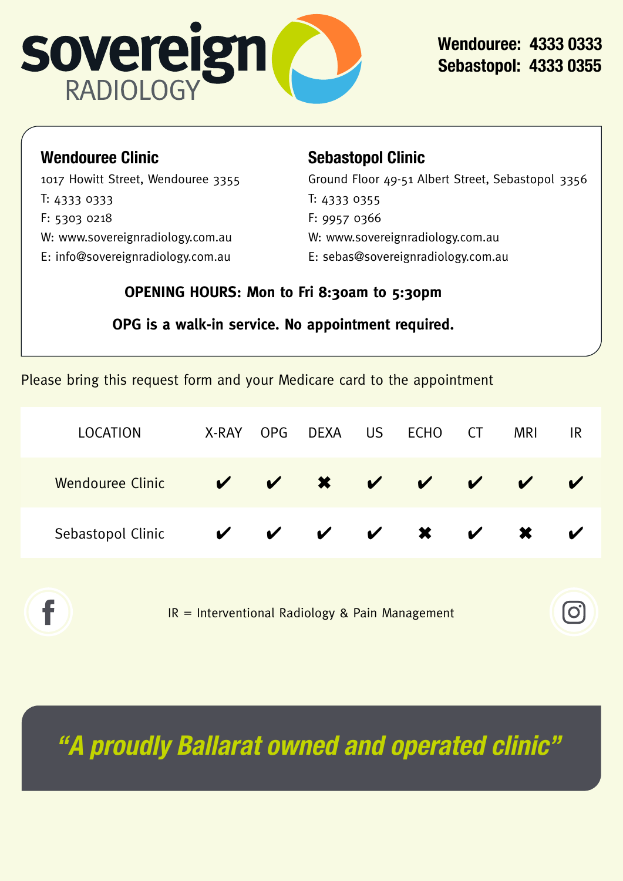# sovereign RADIOLOGY

**Wendouree: 4333 0333**
**Sebastopol: 4333 0355**

### Wendouree Clinic

1017 Howitt Street, Wendouree 3355
T: 4333 0333
F: 5303 0218
W: www.sovereignradiology.com.au
E: info@sovereignradiology.com.au

### Sebastopol Clinic

Ground Floor 49-51 Albert Street, Sebastopol 3356
T: 4333 0355
F: 9957 0366
W: www.sovereignradiology.com.au
E: sebas@sovereignradiology.com.au

**OPENING HOURS: Mon to Fri 8:30am to 5:30pm**

**OPG is a walk-in service. No appointment required.**

Please bring this request form and your Medicare card to the appointment

| LOCATION | X-RAY | OPG | DEXA | US | ECHO | CT | MRI | IR |
|---|---|---|---|---|---|---|---|---|
| Wendouree Clinic | ✔ | ✔ | ✖ | ✔ | ✔ | ✔ | ✔ | ✔ |
| Sebastopol Clinic | ✔ | ✔ | ✔ | ✔ | ✖ | ✔ | ✖ | ✔ |

IR = Interventional Radiology & Pain Management

*“A proudly Ballarat owned and operated clinic”*